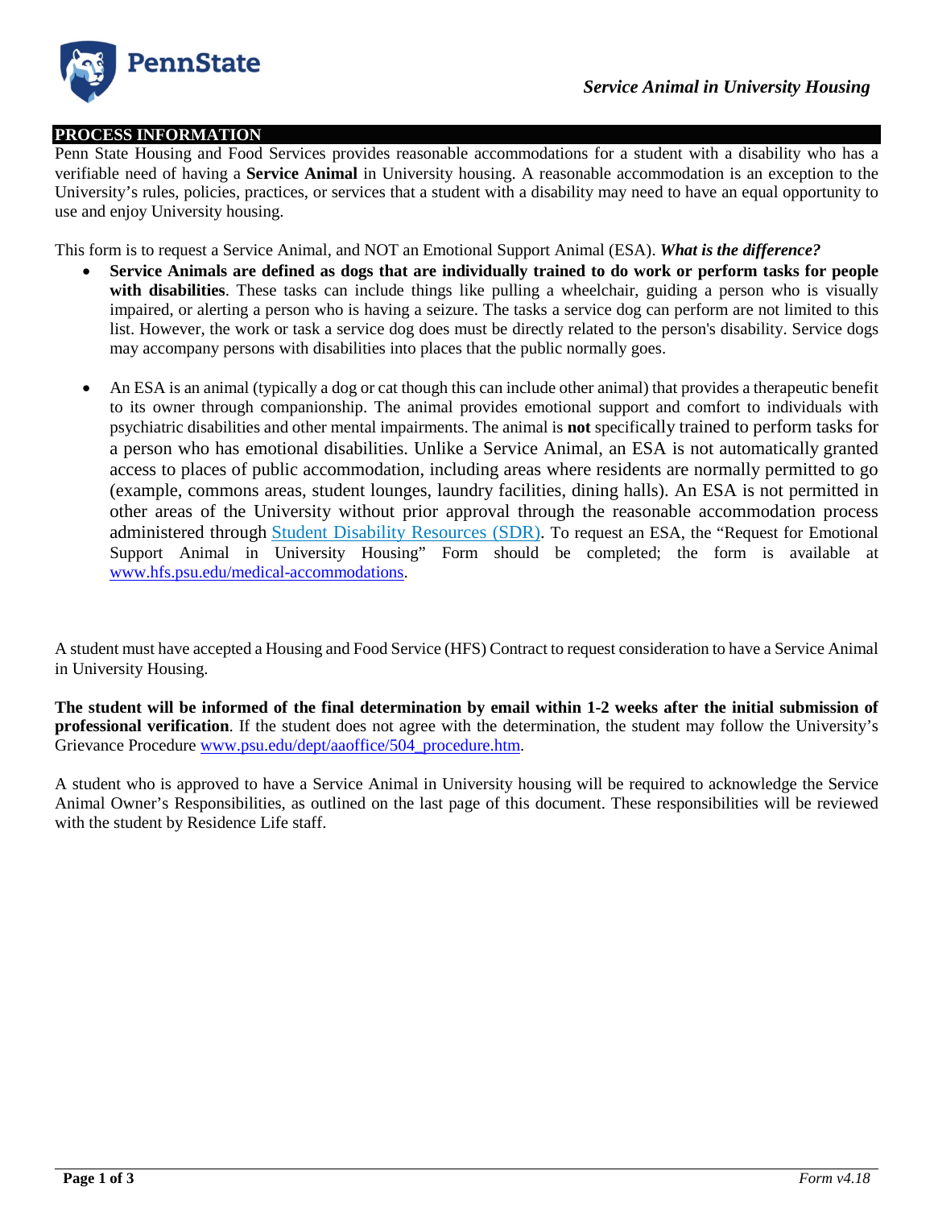# Service Animal in University Housing

## PROCESS INFORMATION

Penn State Housing and Food Services provides reasonable accommodations for a student with a disability who has a verifiable need of having a **Service Animal** in University housing. A reasonable accommodation is an exception to the University's rules, policies, practices, or services that a student with a disability may need to have an equal opportunity to use and enjoy University housing.

This form is to request a Service Animal, and NOT an Emotional Support Animal (ESA). ***What is the difference?***

- **Service Animals are defined as dogs that are individually trained to do work or perform tasks for people with disabilities**. These tasks can include things like pulling a wheelchair, guiding a person who is visually impaired, or alerting a person who is having a seizure. The tasks a service dog can perform are not limited to this list. However, the work or task a service dog does must be directly related to the person's disability. Service dogs may accompany persons with disabilities into places that the public normally goes.

- An ESA is an animal (typically a dog or cat though this can include other animal) that provides a therapeutic benefit to its owner through companionship. The animal provides emotional support and comfort to individuals with psychiatric disabilities and other mental impairments. The animal is **not** specifically trained to perform tasks for a person who has emotional disabilities. Unlike a Service Animal, an ESA is not automatically granted access to places of public accommodation, including areas where residents are normally permitted to go (example, commons areas, student lounges, laundry facilities, dining halls). An ESA is not permitted in other areas of the University without prior approval through the reasonable accommodation process administered through Student Disability Resources (SDR). To request an ESA, the "Request for Emotional Support Animal in University Housing" Form should be completed; the form is available at www.hfs.psu.edu/medical-accommodations.

A student must have accepted a Housing and Food Service (HFS) Contract to request consideration to have a Service Animal in University Housing.

**The student will be informed of the final determination by email within 1-2 weeks after the initial submission of professional verification**. If the student does not agree with the determination, the student may follow the University's Grievance Procedure www.psu.edu/dept/aaoffice/504_procedure.htm.

A student who is approved to have a Service Animal in University housing will be required to acknowledge the Service Animal Owner's Responsibilities, as outlined on the last page of this document. These responsibilities will be reviewed with the student by Residence Life staff.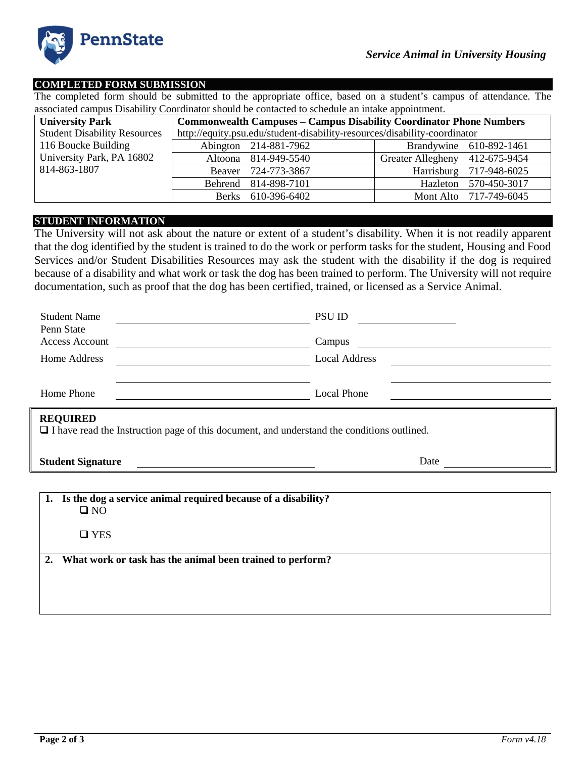*Service Animal in University Housing*

## COMPLETED FORM SUBMISSION

The completed form should be submitted to the appropriate office, based on a student's campus of attendance. The associated campus Disability Coordinator should be contacted to schedule an intake appointment.

| **University Park** | **Commonwealth Campuses – Campus Disability Coordinator Phone Numbers** | | | |
|---|---|---|---|---|
| Student Disability Resources | http://equity.psu.edu/student-disability-resources/disability-coordinator | | | |
| 116 Boucke Building | Abington | 214-881-7962 | Brandywine | 610-892-1461 |
| University Park, PA 16802 | Altoona | 814-949-5540 | Greater Allegheny | 412-675-9454 |
| 814-863-1807 | Beaver | 724-773-3867 | Harrisburg | 717-948-6025 |
| | Behrend | 814-898-7101 | Hazleton | 570-450-3017 |
| | Berks | 610-396-6402 | Mont Alto | 717-749-6045 |

## STUDENT INFORMATION

The University will not ask about the nature or extent of a student's disability. When it is not readily apparent that the dog identified by the student is trained to do the work or perform tasks for the student, Housing and Food Services and/or Student Disabilities Resources may ask the student with the disability if the dog is required because of a disability and what work or task the dog has been trained to perform. The University will not require documentation, such as proof that the dog has been certified, trained, or licensed as a Service Animal.

Student Name ______________________ PSU ID ______________

Penn State Access Account ______________________ Campus ______________________

Home Address ______________________ Local Address ______________________

______________________ ______________________

Home Phone ______________________ Local Phone ______________________

**REQUIRED**

☐ I have read the Instruction page of this document, and understand the conditions outlined.

**Student Signature** ______________________ Date ______________

**1. Is the dog a service animal required because of a disability?**

☐ NO

☐ YES

**2. What work or task has the animal been trained to perform?**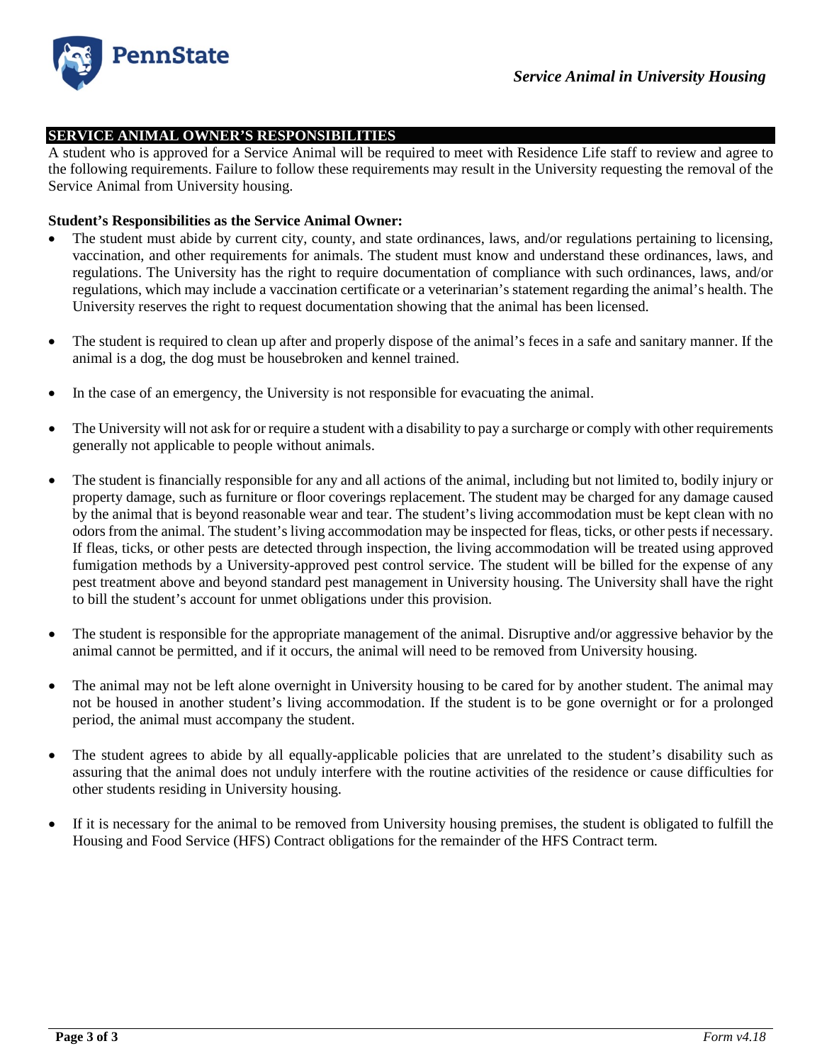## SERVICE ANIMAL OWNER'S RESPONSIBILITIES

A student who is approved for a Service Animal will be required to meet with Residence Life staff to review and agree to the following requirements. Failure to follow these requirements may result in the University requesting the removal of the Service Animal from University housing.

**Student's Responsibilities as the Service Animal Owner:**

- The student must abide by current city, county, and state ordinances, laws, and/or regulations pertaining to licensing, vaccination, and other requirements for animals. The student must know and understand these ordinances, laws, and regulations. The University has the right to require documentation of compliance with such ordinances, laws, and/or regulations, which may include a vaccination certificate or a veterinarian's statement regarding the animal's health. The University reserves the right to request documentation showing that the animal has been licensed.

- The student is required to clean up after and properly dispose of the animal's feces in a safe and sanitary manner. If the animal is a dog, the dog must be housebroken and kennel trained.

- In the case of an emergency, the University is not responsible for evacuating the animal.

- The University will not ask for or require a student with a disability to pay a surcharge or comply with other requirements generally not applicable to people without animals.

- The student is financially responsible for any and all actions of the animal, including but not limited to, bodily injury or property damage, such as furniture or floor coverings replacement. The student may be charged for any damage caused by the animal that is beyond reasonable wear and tear. The student's living accommodation must be kept clean with no odors from the animal. The student's living accommodation may be inspected for fleas, ticks, or other pests if necessary. If fleas, ticks, or other pests are detected through inspection, the living accommodation will be treated using approved fumigation methods by a University-approved pest control service. The student will be billed for the expense of any pest treatment above and beyond standard pest management in University housing. The University shall have the right to bill the student's account for unmet obligations under this provision.

- The student is responsible for the appropriate management of the animal. Disruptive and/or aggressive behavior by the animal cannot be permitted, and if it occurs, the animal will need to be removed from University housing.

- The animal may not be left alone overnight in University housing to be cared for by another student. The animal may not be housed in another student's living accommodation. If the student is to be gone overnight or for a prolonged period, the animal must accompany the student.

- The student agrees to abide by all equally-applicable policies that are unrelated to the student's disability such as assuring that the animal does not unduly interfere with the routine activities of the residence or cause difficulties for other students residing in University housing.

- If it is necessary for the animal to be removed from University housing premises, the student is obligated to fulfill the Housing and Food Service (HFS) Contract obligations for the remainder of the HFS Contract term.